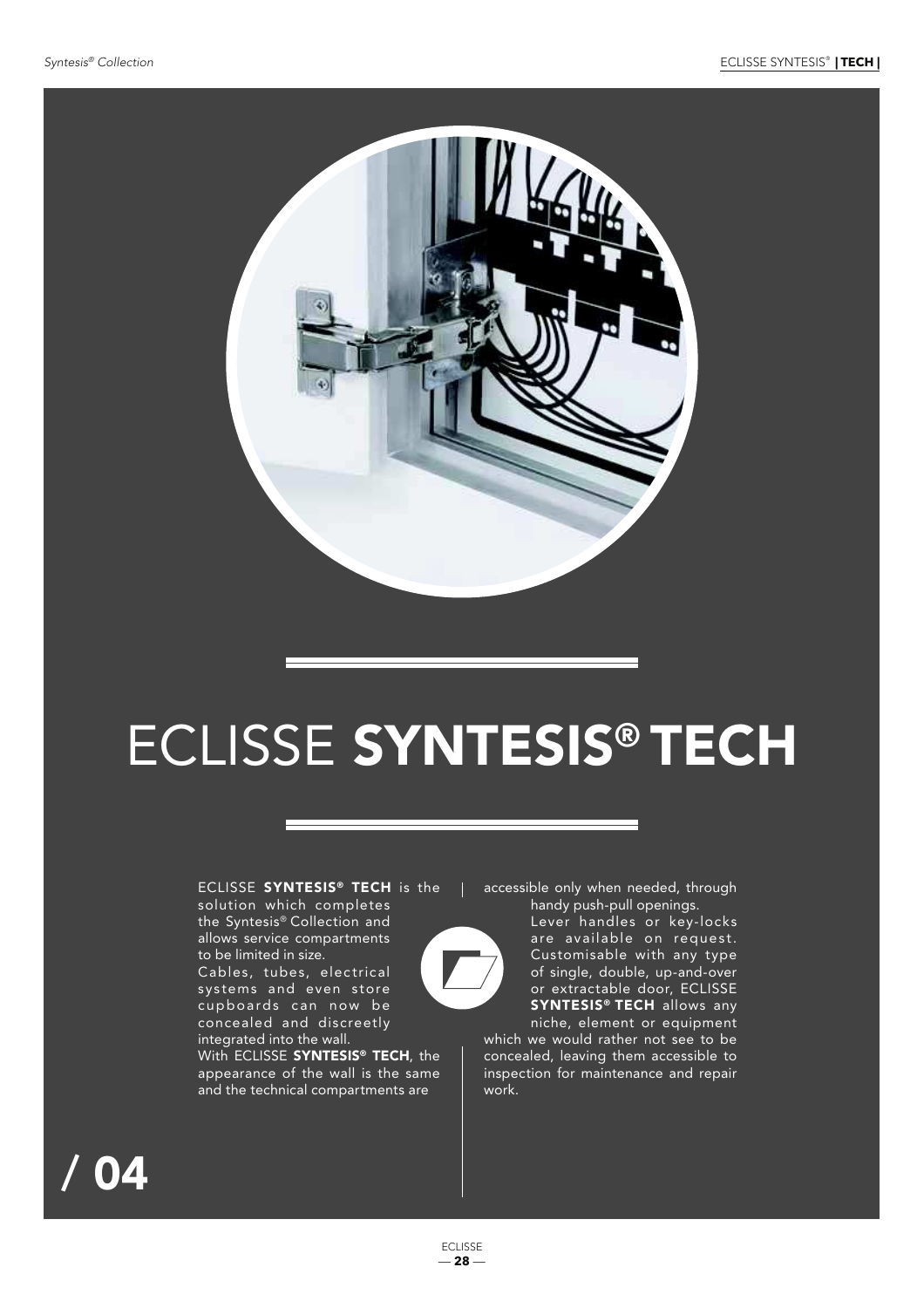# ECLISSE **SYNTESIS® TECH**

ECLISSE **SYNTESIS® TECH** is the solution which completes the Syntesis® Collection and allows service compartments to be limited in size.
Cables, tubes, electrical systems and even store cupboards can now be concealed and discreetly integrated into the wall.
With ECLISSE **SYNTESIS® TECH**, the appearance of the wall is the same and the technical compartments are accessible only when needed, through handy push-pull openings.
Lever handles or key-locks are available on request. Customisable with any type of single, double, up-and-over or extractable door, ECLISSE **SYNTESIS® TECH** allows any niche, element or equipment which we would rather not see to be concealed, leaving them accessible to inspection for maintenance and repair work.

**/ 04**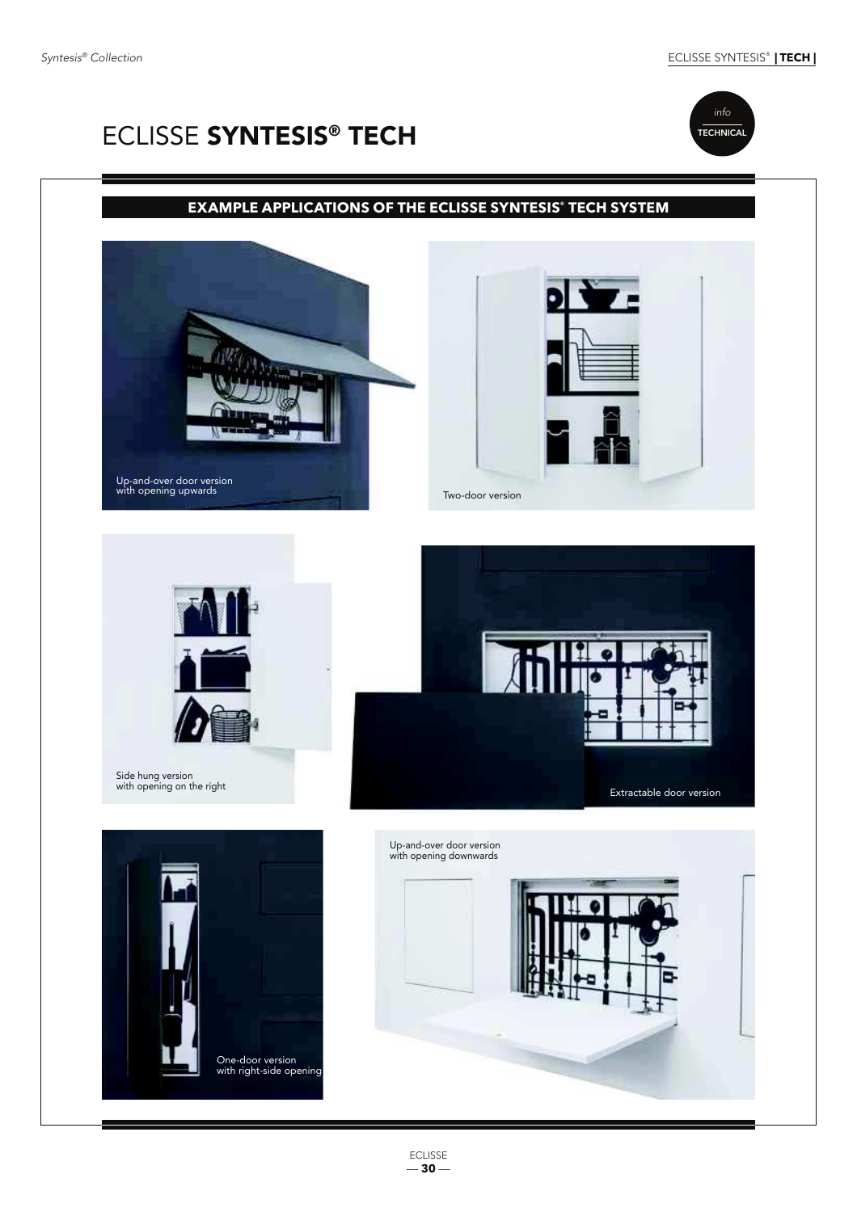# ECLISSE **SYNTESIS® TECH**

*info*
**TECHNICAL**

## EXAMPLE APPLICATIONS OF THE ECLISSE SYNTESIS® TECH SYSTEM

Up-and-over door version
with opening upwards

Two-door version

Side hung version
with opening on the right

Extractable door version

One-door version
with right-side opening

Up-and-over door version
with opening downwards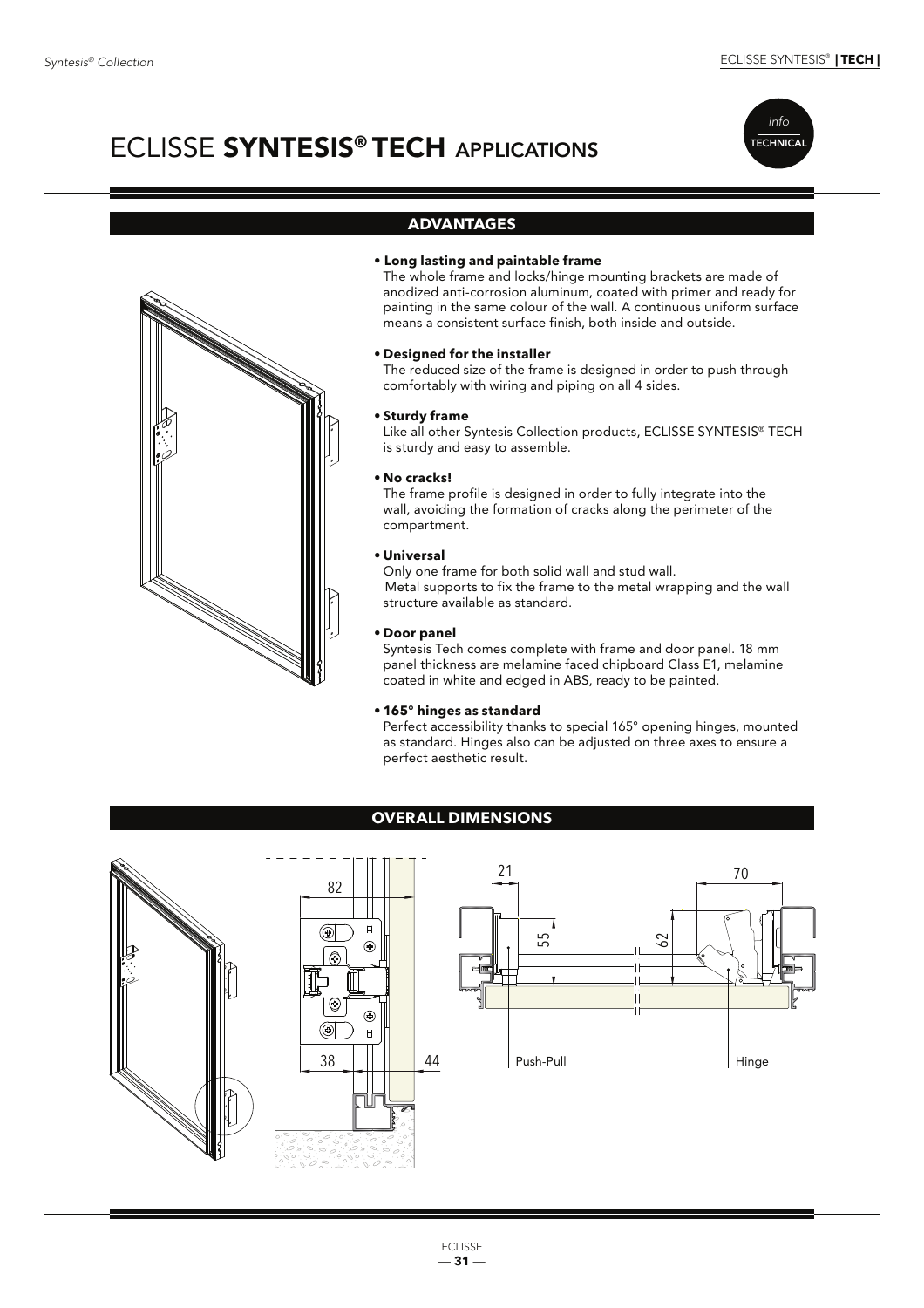# ECLISSE **SYNTESIS® TECH** APPLICATIONS

info
TECHNICAL

## ADVANTAGES

- **Long lasting and paintable frame**
  The whole frame and locks/hinge mounting brackets are made of anodized anti-corrosion aluminum, coated with primer and ready for painting in the same colour of the wall. A continuous uniform surface means a consistent surface finish, both inside and outside.

- **Designed for the installer**
  The reduced size of the frame is designed in order to push through comfortably with wiring and piping on all 4 sides.

- **Sturdy frame**
  Like all other Syntesis Collection products, ECLISSE SYNTESIS® TECH is sturdy and easy to assemble.

- **No cracks!**
  The frame profile is designed in order to fully integrate into the wall, avoiding the formation of cracks along the perimeter of the compartment.

- **Universal**
  Only one frame for both solid wall and stud wall.
  Metal supports to fix the frame to the metal wrapping and the wall structure available as standard.

- **Door panel**
  Syntesis Tech comes complete with frame and door panel. 18 mm panel thickness are melamine faced chipboard Class E1, melamine coated in white and edged in ABS, ready to be painted.

- **165° hinges as standard**
  Perfect accessibility thanks to special 165° opening hinges, mounted as standard. Hinges also can be adjusted on three axes to ensure a perfect aesthetic result.

## OVERALL DIMENSIONS

82

38 44

21 55 62 70

Push-Pull Hinge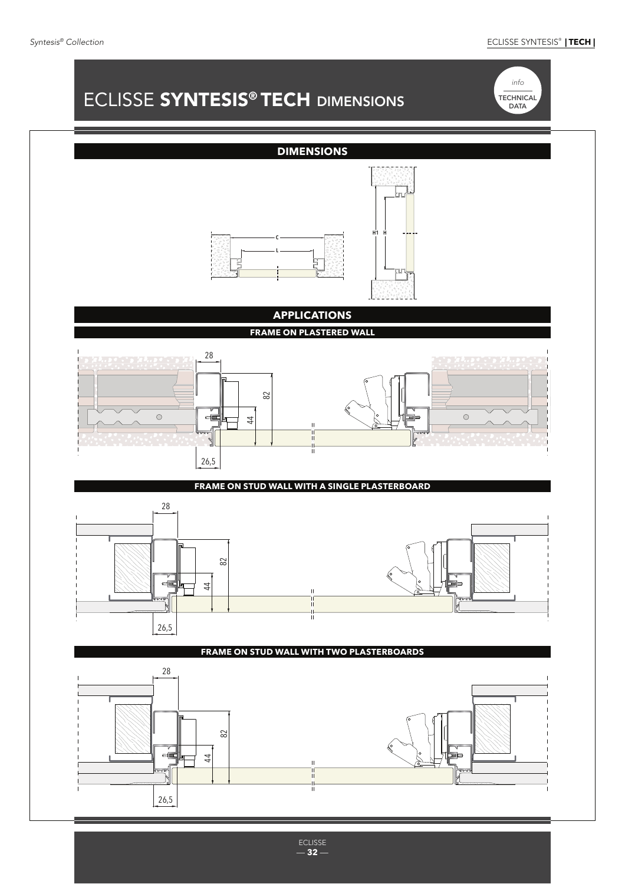# ECLISSE **SYNTESIS® TECH** DIMENSIONS

info

TECHNICAL DATA

## DIMENSIONS

C

L

H1 H

## APPLICATIONS

### FRAME ON PLASTERED WALL

28

82

44

26,5

### FRAME ON STUD WALL WITH A SINGLE PLASTERBOARD

28

82

44

26,5

### FRAME ON STUD WALL WITH TWO PLASTERBOARDS

28

82

44

26,5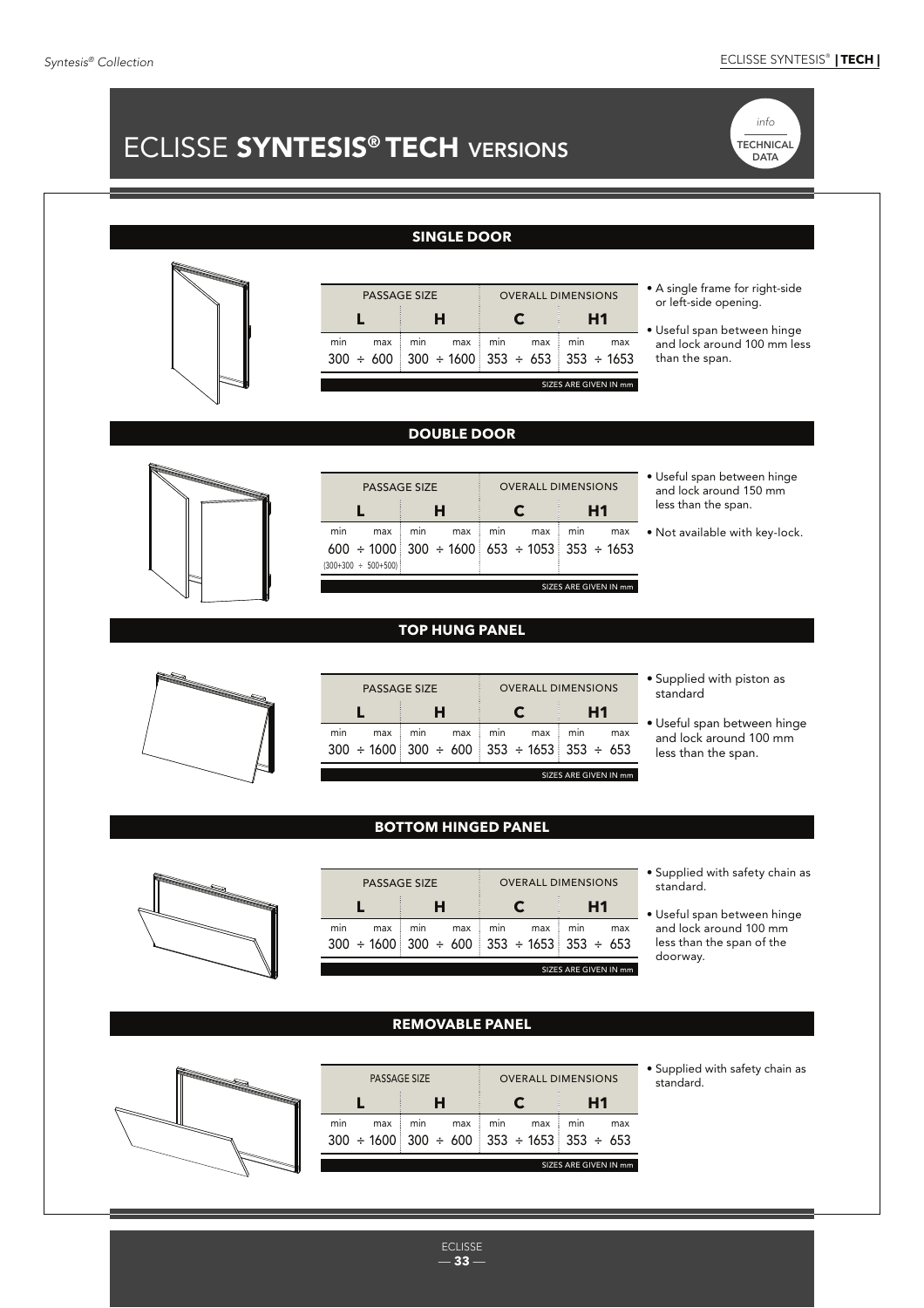# ECLISSE **SYNTESIS® TECH** VERSIONS

*info*
TECHNICAL DATA

## SINGLE DOOR

| PASSAGE SIZE | | | | OVERALL DIMENSIONS | | | |
|---|---|---|---|---|---|---|---|
| L | | H | | C | | H1 | |
| min | max | min | max | min | max | min | max |
| 300 ÷ | 600 | 300 ÷ | 1600 | 353 ÷ | 653 | 353 ÷ | 1653 |

SIZES ARE GIVEN IN mm

- A single frame for right-side or left-side opening.
- Useful span between hinge and lock around 100 mm less than the span.

## DOUBLE DOOR

| PASSAGE SIZE | | | | OVERALL DIMENSIONS | | | |
|---|---|---|---|---|---|---|---|
| L | | H | | C | | H1 | |
| min | max | min | max | min | max | min | max |
| 600 ÷ | 1000 | 300 ÷ | 1600 | 653 ÷ | 1053 | 353 ÷ | 1653 |
| (300+300 ÷ | 500+500) | | | | | | |

SIZES ARE GIVEN IN mm

- Useful span between hinge and lock around 150 mm less than the span.
- Not available with key-lock.

## TOP HUNG PANEL

| PASSAGE SIZE | | | | OVERALL DIMENSIONS | | | |
|---|---|---|---|---|---|---|---|
| L | | H | | C | | H1 | |
| min | max | min | max | min | max | min | max |
| 300 ÷ | 1600 | 300 ÷ | 600 | 353 ÷ | 1653 | 353 ÷ | 653 |

SIZES ARE GIVEN IN mm

- Supplied with piston as standard
- Useful span between hinge and lock around 100 mm less than the span.

## BOTTOM HINGED PANEL

| PASSAGE SIZE | | | | OVERALL DIMENSIONS | | | |
|---|---|---|---|---|---|---|---|
| L | | H | | C | | H1 | |
| min | max | min | max | min | max | min | max |
| 300 ÷ | 1600 | 300 ÷ | 600 | 353 ÷ | 1653 | 353 ÷ | 653 |

SIZES ARE GIVEN IN mm

- Supplied with safety chain as standard.
- Useful span between hinge and lock around 100 mm less than the span of the doorway.

## REMOVABLE PANEL

| PASSAGE SIZE | | | | OVERALL DIMENSIONS | | | |
|---|---|---|---|---|---|---|---|
| L | | H | | C | | H1 | |
| min | max | min | max | min | max | min | max |
| 300 ÷ | 1600 | 300 ÷ | 600 | 353 ÷ | 1653 | 353 ÷ | 653 |

SIZES ARE GIVEN IN mm

- Supplied with safety chain as standard.